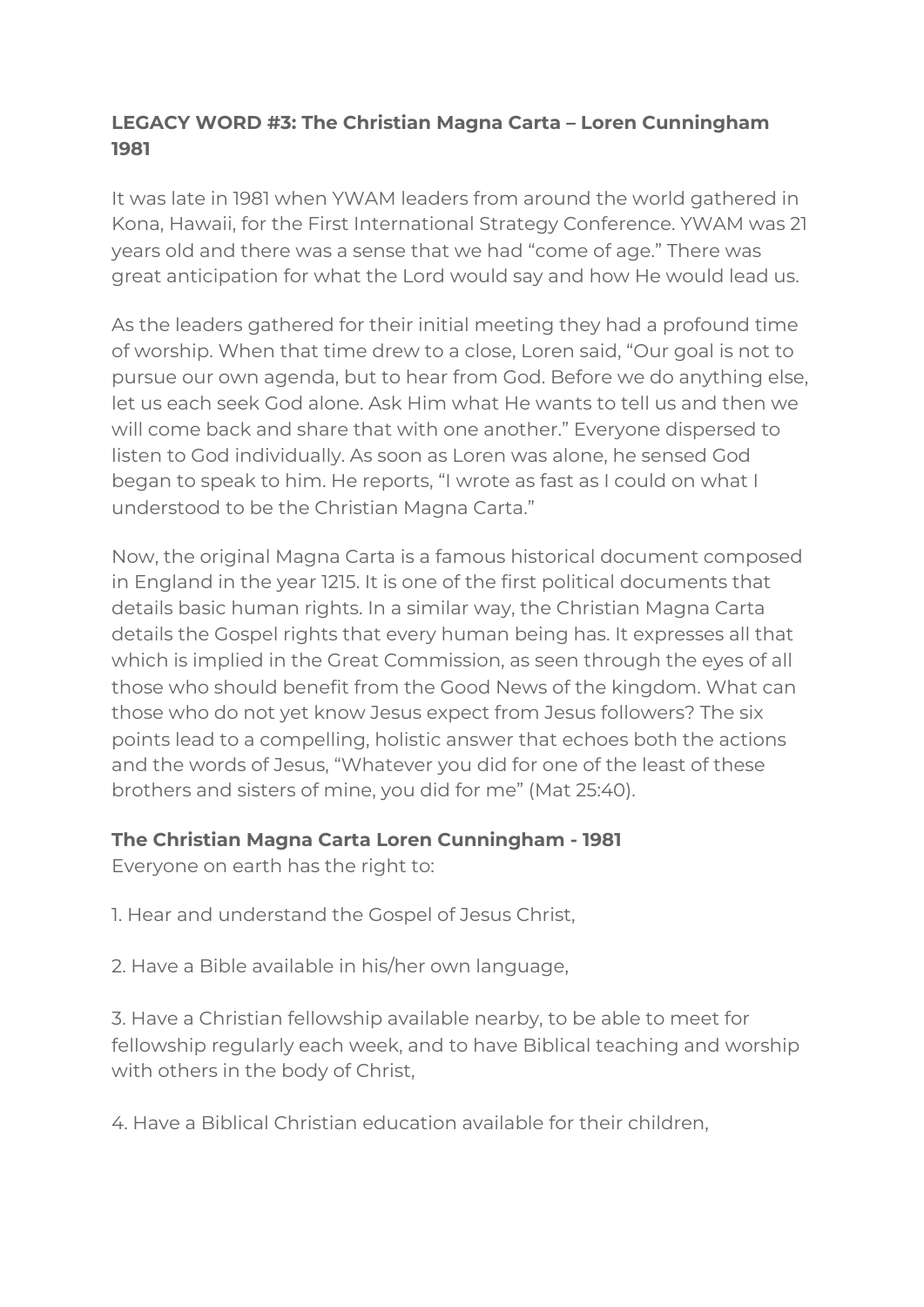**LEGACY WORD #3: The Christian Magna Carta – Loren Cunningham 1981**

It was late in 1981 when YWAM leaders from around the world gathered in Kona, Hawaii, for the First International Strategy Conference. YWAM was 21 years old and there was a sense that we had “come of age.” There was great anticipation for what the Lord would say and how He would lead us.

As the leaders gathered for their initial meeting they had a profound time of worship. When that time drew to a close, Loren said, “Our goal is not to pursue our own agenda, but to hear from God. Before we do anything else, let us each seek God alone. Ask Him what He wants to tell us and then we will come back and share that with one another.” Everyone dispersed to listen to God individually. As soon as Loren was alone, he sensed God began to speak to him. He reports, “I wrote as fast as I could on what I understood to be the Christian Magna Carta.”

Now, the original Magna Carta is a famous historical document composed in England in the year 1215. It is one of the first political documents that details basic human rights. In a similar way, the Christian Magna Carta details the Gospel rights that every human being has. It expresses all that which is implied in the Great Commission, as seen through the eyes of all those who should benefit from the Good News of the kingdom. What can those who do not yet know Jesus expect from Jesus followers? The six points lead to a compelling, holistic answer that echoes both the actions and the words of Jesus, “Whatever you did for one of the least of these brothers and sisters of mine, you did for me” (Mat 25:40).

**The Christian Magna Carta Loren Cunningham - 1981**

Everyone on earth has the right to:

1. Hear and understand the Gospel of Jesus Christ,

2. Have a Bible available in his/her own language,

3. Have a Christian fellowship available nearby, to be able to meet for fellowship regularly each week, and to have Biblical teaching and worship with others in the body of Christ,

4. Have a Biblical Christian education available for their children,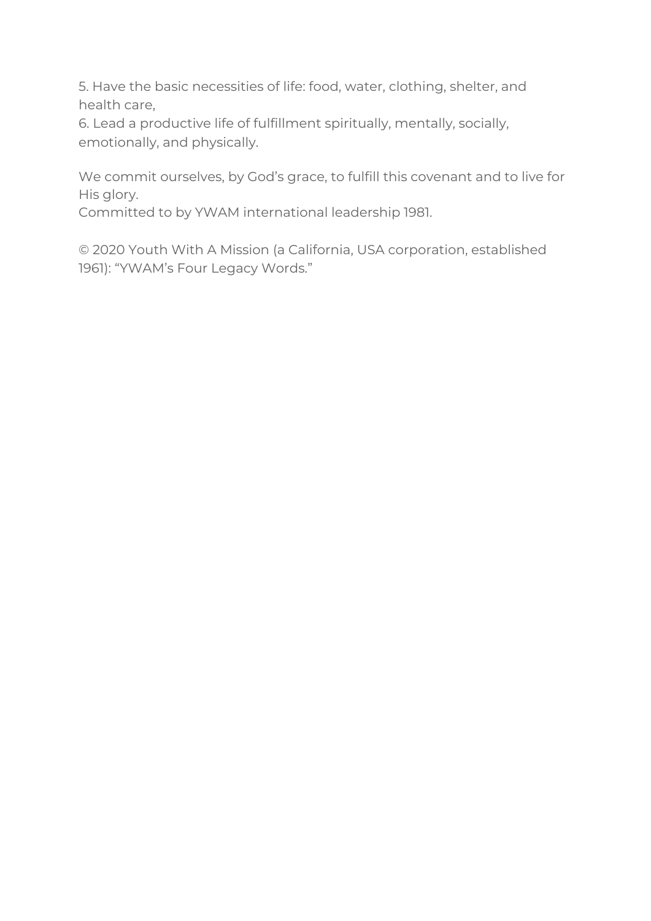5. Have the basic necessities of life: food, water, clothing, shelter, and health care,
6. Lead a productive life of fulfillment spiritually, mentally, socially, emotionally, and physically.

We commit ourselves, by God's grace, to fulfill this covenant and to live for His glory.
Committed to by YWAM international leadership 1981.

© 2020 Youth With A Mission (a California, USA corporation, established 1961): "YWAM's Four Legacy Words."